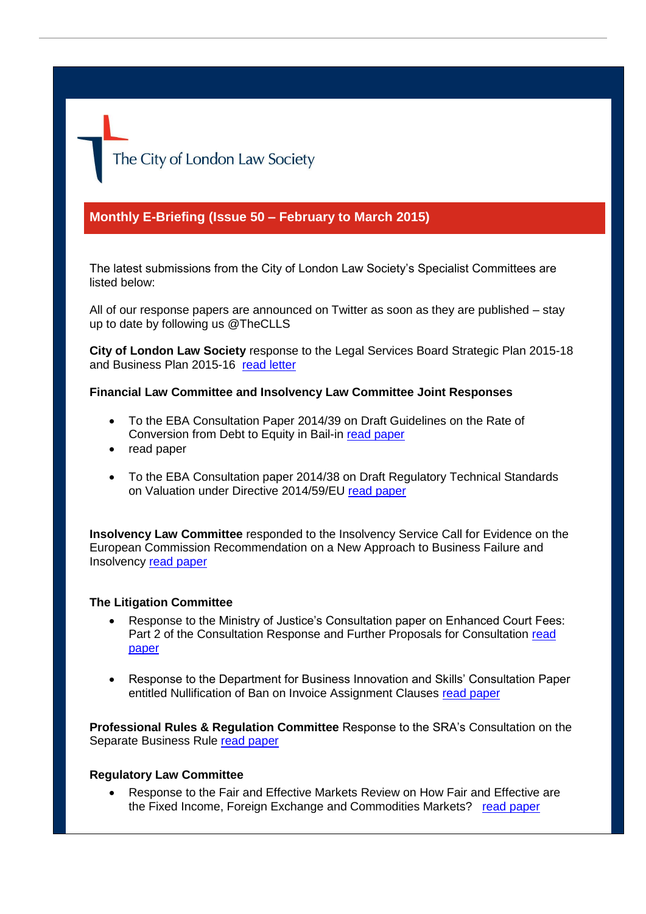The City of London Law Society

## Monthly E-Briefing (Issue 50 – February to March 2015)

The latest submissions from the City of London Law Society's Specialist Committees are listed below:

All of our response papers are announced on Twitter as soon as they are published – stay up to date by following us @TheCLLS

**City of London Law Society** response to the Legal Services Board Strategic Plan 2015-18 and Business Plan 2015-16 read letter

**Financial Law Committee and Insolvency Law Committee Joint Responses**

- To the EBA Consultation Paper 2014/39 on Draft Guidelines on the Rate of Conversion from Debt to Equity in Bail-in read paper
- read paper
- To the EBA Consultation paper 2014/38 on Draft Regulatory Technical Standards on Valuation under Directive 2014/59/EU read paper

**Insolvency Law Committee** responded to the Insolvency Service Call for Evidence on the European Commission Recommendation on a New Approach to Business Failure and Insolvency read paper

**The Litigation Committee**

- Response to the Ministry of Justice's Consultation paper on Enhanced Court Fees: Part 2 of the Consultation Response and Further Proposals for Consultation read paper
- Response to the Department for Business Innovation and Skills' Consultation Paper entitled Nullification of Ban on Invoice Assignment Clauses read paper

**Professional Rules & Regulation Committee** Response to the SRA's Consultation on the Separate Business Rule read paper

**Regulatory Law Committee**

- Response to the Fair and Effective Markets Review on How Fair and Effective are the Fixed Income, Foreign Exchange and Commodities Markets? read paper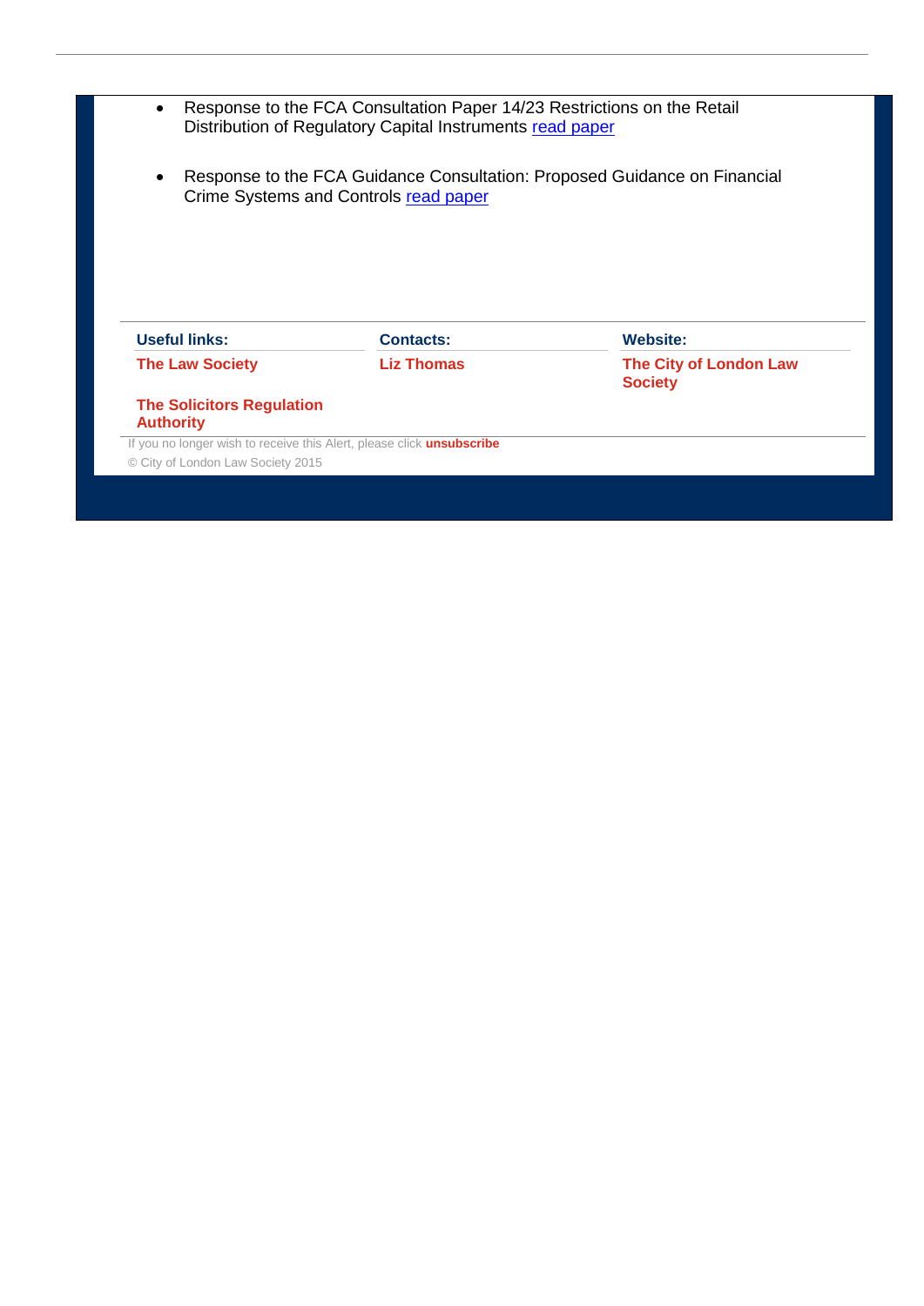- Response to the FCA Consultation Paper 14/23 Restrictions on the Retail Distribution of Regulatory Capital Instruments read paper

- Response to the FCA Guidance Consultation: Proposed Guidance on Financial Crime Systems and Controls read paper

| Useful links: | Contacts: | Website: |
|---|---|---|
| **The Law Society** | **Liz Thomas** | **The City of London Law Society** |
| **The Solicitors Regulation Authority** | | |

If you no longer wish to receive this Alert, please click **unsubscribe**

© City of London Law Society 2015